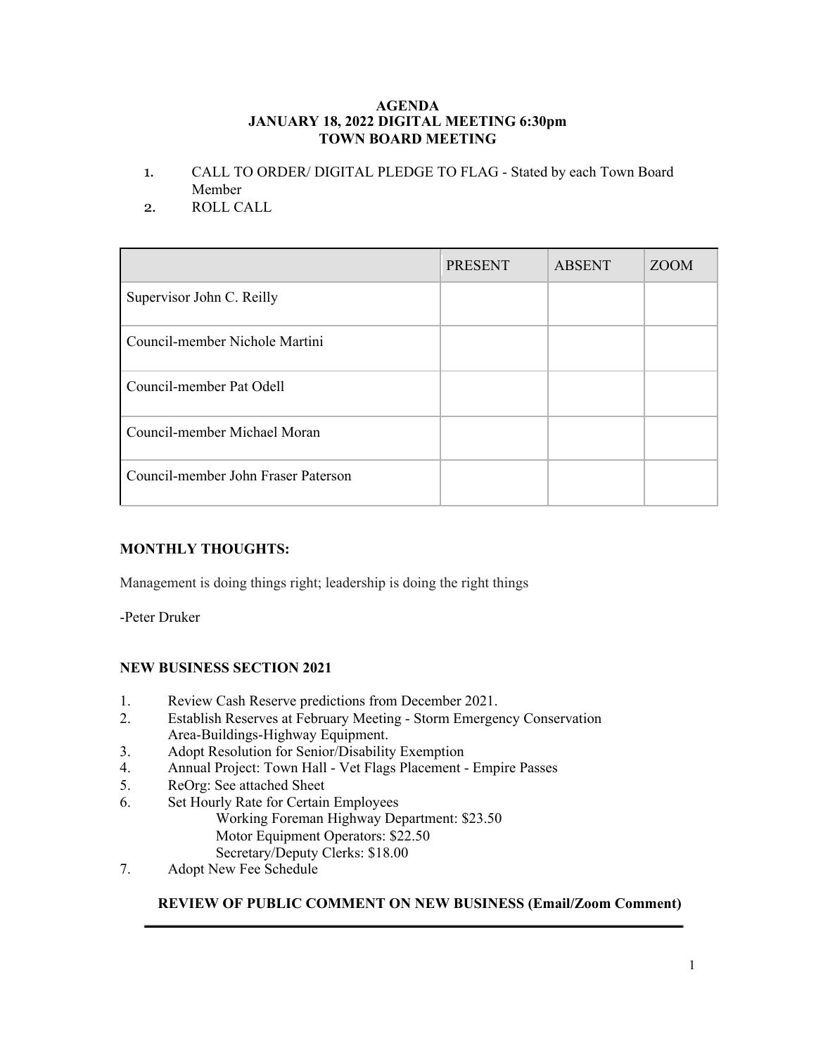**AGENDA**
**JANUARY 18, 2022 DIGITAL MEETING 6:30pm**
**TOWN BOARD MEETING**

1. CALL TO ORDER/ DIGITAL PLEDGE TO FLAG - Stated by each Town Board Member
2. ROLL CALL

| | PRESENT | ABSENT | ZOOM |
|---|---|---|---|
| Supervisor John C. Reilly | | | |
| Council-member Nichole Martini | | | |
| Council-member Pat Odell | | | |
| Council-member Michael Moran | | | |
| Council-member John Fraser Paterson | | | |

**MONTHLY THOUGHTS:**

Management is doing things right; leadership is doing the right things

-Peter Druker

**NEW BUSINESS SECTION 2021**

1. Review Cash Reserve predictions from December 2021.
2. Establish Reserves at February Meeting - Storm Emergency Conservation Area-Buildings-Highway Equipment.
3. Adopt Resolution for Senior/Disability Exemption
4. Annual Project: Town Hall - Vet Flags Placement - Empire Passes
5. ReOrg: See attached Sheet
6. Set Hourly Rate for Certain Employees
   - Working Foreman Highway Department: $23.50
   - Motor Equipment Operators: $22.50
   - Secretary/Deputy Clerks: $18.00
7. Adopt New Fee Schedule

**REVIEW OF PUBLIC COMMENT ON NEW BUSINESS (Email/Zoom Comment)**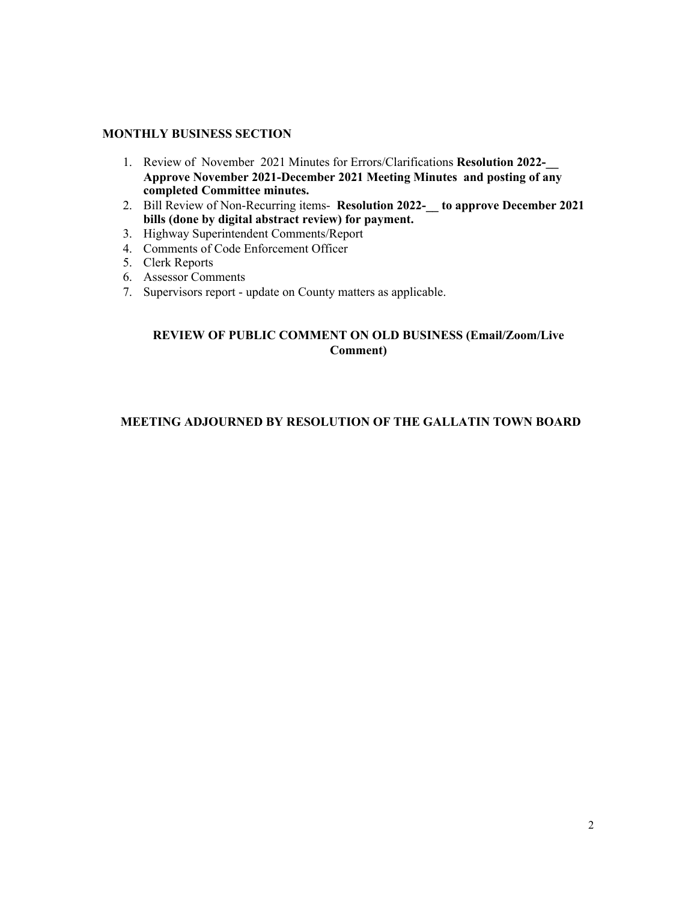**MONTHLY BUSINESS SECTION**

1. Review of November 2021 Minutes for Errors/Clarifications **Resolution 2022-__ Approve November 2021-December 2021 Meeting Minutes and posting of any completed Committee minutes.**
2. Bill Review of Non-Recurring items- **Resolution 2022-__ to approve December 2021 bills (done by digital abstract review) for payment.**
3. Highway Superintendent Comments/Report
4. Comments of Code Enforcement Officer
5. Clerk Reports
6. Assessor Comments
7. Supervisors report - update on County matters as applicable.

**REVIEW OF PUBLIC COMMENT ON OLD BUSINESS (Email/Zoom/Live Comment)**

**MEETING ADJOURNED BY RESOLUTION OF THE GALLATIN TOWN BOARD**